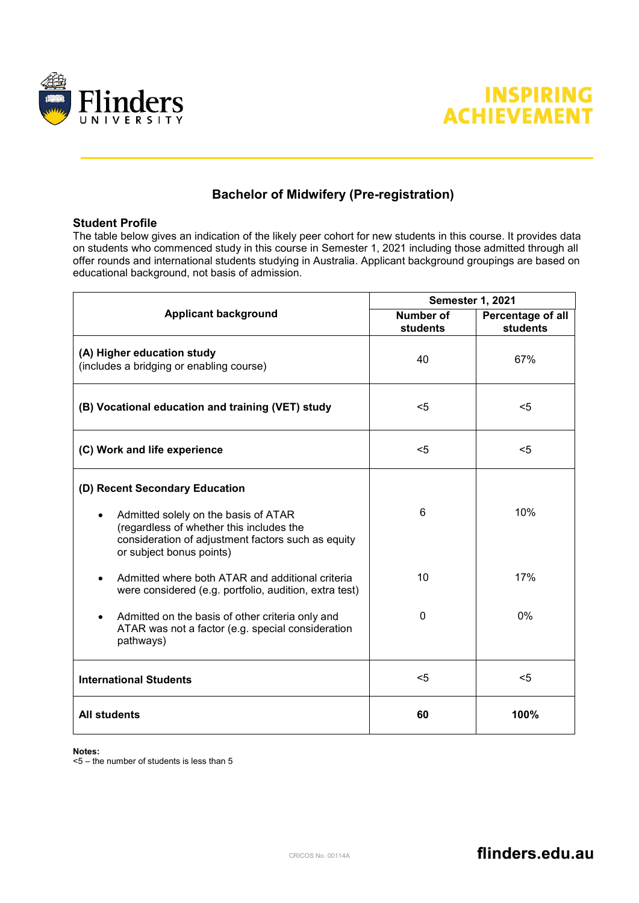# Bachelor of Midwifery (Pre-registration)

## Student Profile

The table below gives an indication of the likely peer cohort for new students in this course. It provides data on students who commenced study in this course in Semester 1, 2021 including those admitted through all offer rounds and international students studying in Australia. Applicant background groupings are based on educational background, not basis of admission.

| Applicant background | Semester 1, 2021 | |
|---|---|---|
| | Number of students | Percentage of all students |
| **(A) Higher education study** (includes a bridging or enabling course) | 40 | 67% |
| **(B) Vocational education and training (VET) study** | <5 | <5 |
| **(C) Work and life experience** | <5 | <5 |
| **(D) Recent Secondary Education** | | |
| • Admitted solely on the basis of ATAR (regardless of whether this includes the consideration of adjustment factors such as equity or subject bonus points) | 6 | 10% |
| • Admitted where both ATAR and additional criteria were considered (e.g. portfolio, audition, extra test) | 10 | 17% |
| • Admitted on the basis of other criteria only and ATAR was not a factor (e.g. special consideration pathways) | 0 | 0% |
| **International Students** | <5 | <5 |
| **All students** | **60** | **100%** |

**Notes:**
<5 – the number of students is less than 5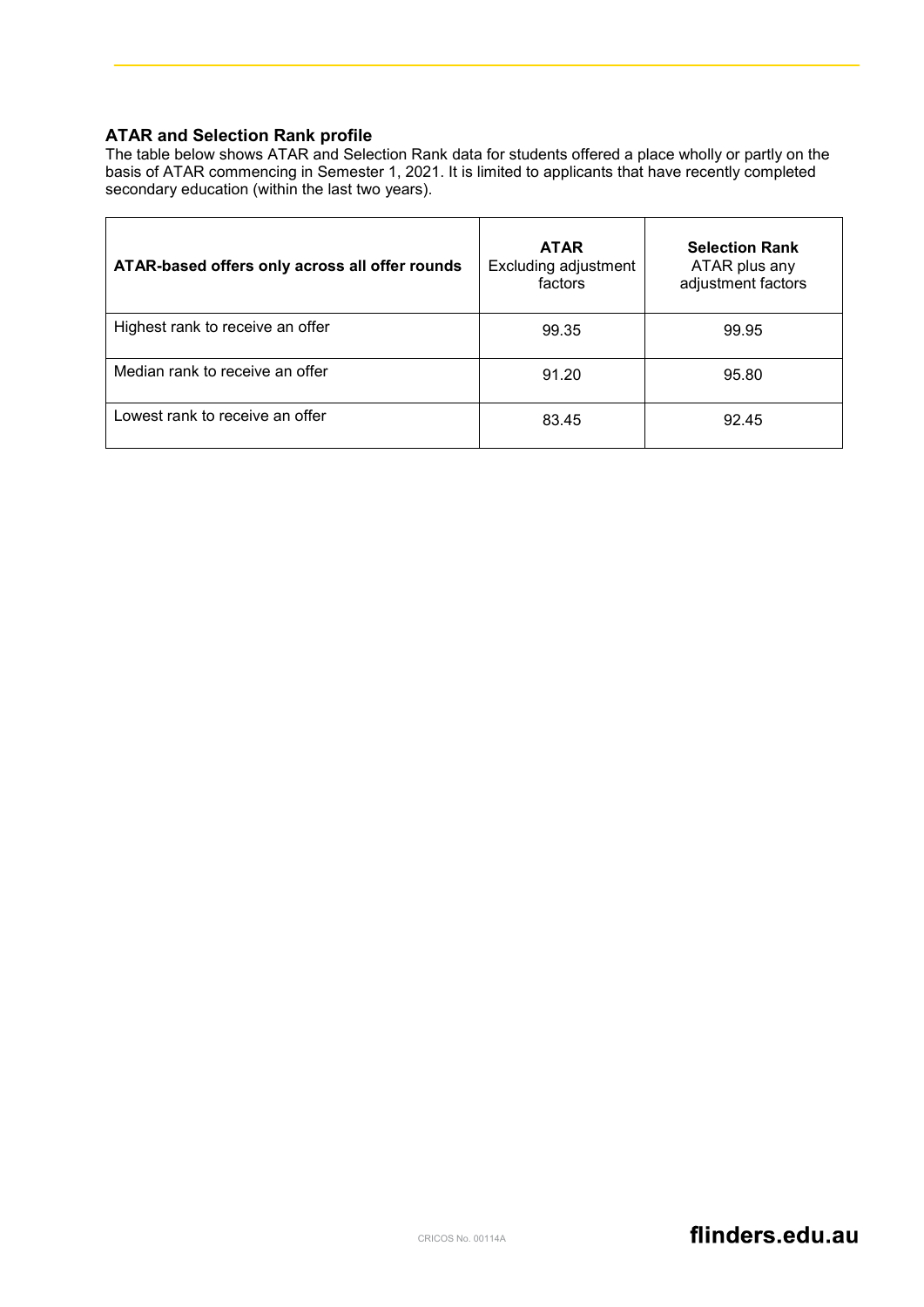### ATAR and Selection Rank profile

The table below shows ATAR and Selection Rank data for students offered a place wholly or partly on the basis of ATAR commencing in Semester 1, 2021. It is limited to applicants that have recently completed secondary education (within the last two years).

| ATAR-based offers only across all offer rounds | **ATAR** Excluding adjustment factors | **Selection Rank** ATAR plus any adjustment factors |
|---|---|---|
| Highest rank to receive an offer | 99.35 | 99.95 |
| Median rank to receive an offer | 91.20 | 95.80 |
| Lowest rank to receive an offer | 83.45 | 92.45 |